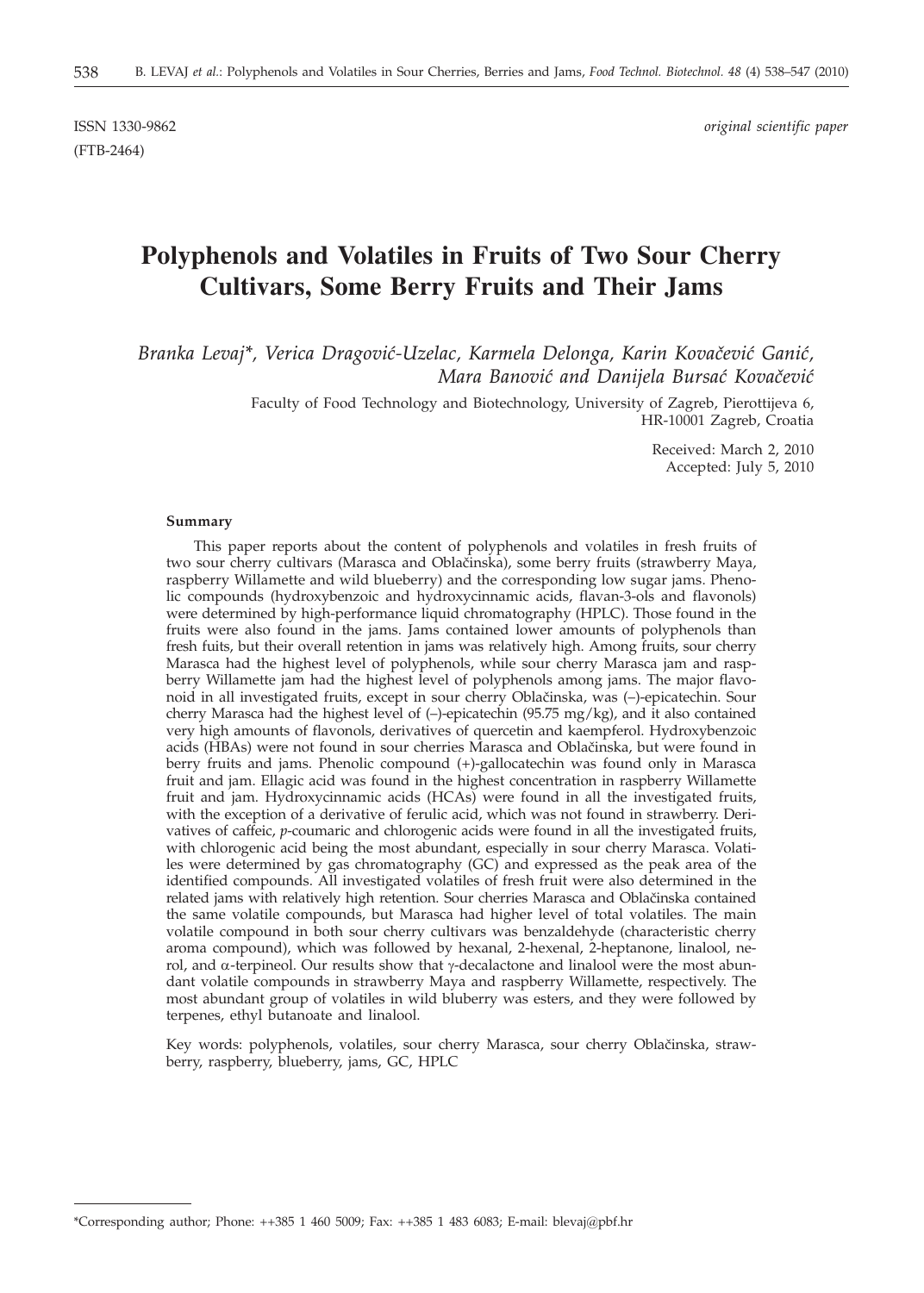ISSN 1330-9862 *original scientific paper*

(FTB-2464)

# Polyphenols and Volatiles in Fruits of Two Sour Cherry Cultivars, Some Berry Fruits and Their Jams

*Branka Levaj\*, Verica Dragović-Uzelac, Karmela Delonga, Karin Kovačević Ganić, Mara Banović and Danijela Bursać Kovačević*

Faculty of Food Technology and Biotechnology, University of Zagreb, Pierottijeva 6, HR-10001 Zagreb, Croatia

Received: March 2, 2010
Accepted: July 5, 2010

### Summary

This paper reports about the content of polyphenols and volatiles in fresh fruits of two sour cherry cultivars (Marasca and Oblačinska), some berry fruits (strawberry Maya, raspberry Willamette and wild blueberry) and the corresponding low sugar jams. Phenolic compounds (hydroxybenzoic and hydroxycinnamic acids, flavan-3-ols and flavonols) were determined by high-performance liquid chromatography (HPLC). Those found in the fruits were also found in the jams. Jams contained lower amounts of polyphenols than fresh fuits, but their overall retention in jams was relatively high. Among fruits, sour cherry Marasca had the highest level of polyphenols, while sour cherry Marasca jam and raspberry Willamette jam had the highest level of polyphenols among jams. The major flavonoid in all investigated fruits, except in sour cherry Oblačinska, was (–)-epicatechin. Sour cherry Marasca had the highest level of (–)-epicatechin (95.75 mg/kg), and it also contained very high amounts of flavonols, derivatives of quercetin and kaempferol. Hydroxybenzoic acids (HBAs) were not found in sour cherries Marasca and Oblačinska, but were found in berry fruits and jams. Phenolic compound (+)-gallocatechin was found only in Marasca fruit and jam. Ellagic acid was found in the highest concentration in raspberry Willamette fruit and jam. Hydroxycinnamic acids (HCAs) were found in all the investigated fruits, with the exception of a derivative of ferulic acid, which was not found in strawberry. Derivatives of caffeic, *p*-coumaric and chlorogenic acids were found in all the investigated fruits, with chlorogenic acid being the most abundant, especially in sour cherry Marasca. Volatiles were determined by gas chromatography (GC) and expressed as the peak area of the identified compounds. All investigated volatiles of fresh fruit were also determined in the related jams with relatively high retention. Sour cherries Marasca and Oblačinska contained the same volatile compounds, but Marasca had higher level of total volatiles. The main volatile compound in both sour cherry cultivars was benzaldehyde (characteristic cherry aroma compound), which was followed by hexanal, 2-hexenal, 2-heptanone, linalool, nerol, and α-terpineol. Our results show that γ-decalactone and linalool were the most abundant volatile compounds in strawberry Maya and raspberry Willamette, respectively. The most abundant group of volatiles in wild bluberry was esters, and they were followed by terpenes, ethyl butanoate and linalool.

Key words: polyphenols, volatiles, sour cherry Marasca, sour cherry Oblačinska, strawberry, raspberry, blueberry, jams, GC, HPLC

---

\*Corresponding author; Phone: ++385 1 460 5009; Fax: ++385 1 483 6083; E-mail: blevaj@pbf.hr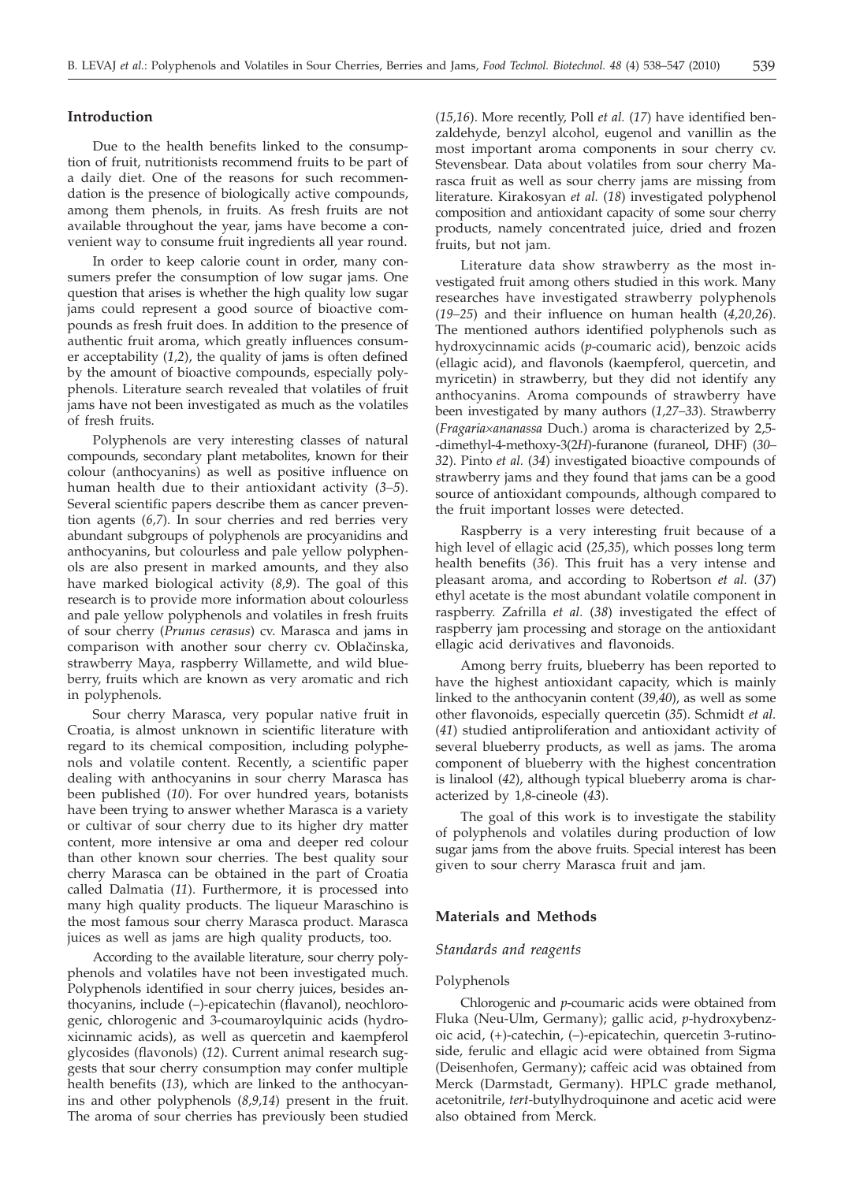## Introduction

Due to the health benefits linked to the consumption of fruit, nutritionists recommend fruits to be part of a daily diet. One of the reasons for such recommendation is the presence of biologically active compounds, among them phenols, in fruits. As fresh fruits are not available throughout the year, jams have become a convenient way to consume fruit ingredients all year round.

In order to keep calorie count in order, many consumers prefer the consumption of low sugar jams. One question that arises is whether the high quality low sugar jams could represent a good source of bioactive compounds as fresh fruit does. In addition to the presence of authentic fruit aroma, which greatly influences consumer acceptability (*1,2*), the quality of jams is often defined by the amount of bioactive compounds, especially polyphenols. Literature search revealed that volatiles of fruit jams have not been investigated as much as the volatiles of fresh fruits.

Polyphenols are very interesting classes of natural compounds, secondary plant metabolites, known for their colour (anthocyanins) as well as positive influence on human health due to their antioxidant activity (*3–5*). Several scientific papers describe them as cancer prevention agents (*6,7*). In sour cherries and red berries very abundant subgroups of polyphenols are procyanidins and anthocyanins, but colourless and pale yellow polyphenols are also present in marked amounts, and they also have marked biological activity (*8,9*). The goal of this research is to provide more information about colourless and pale yellow polyphenols and volatiles in fresh fruits of sour cherry (*Prunus cerasus*) cv. Marasca and jams in comparison with another sour cherry cv. Oblačinska, strawberry Maya, raspberry Willamette, and wild blueberry, fruits which are known as very aromatic and rich in polyphenols.

Sour cherry Marasca, very popular native fruit in Croatia, is almost unknown in scientific literature with regard to its chemical composition, including polyphenols and volatile content. Recently, a scientific paper dealing with anthocyanins in sour cherry Marasca has been published (*10*). For over hundred years, botanists have been trying to answer whether Marasca is a variety or cultivar of sour cherry due to its higher dry matter content, more intensive ar oma and deeper red colour than other known sour cherries. The best quality sour cherry Marasca can be obtained in the part of Croatia called Dalmatia (*11*). Furthermore, it is processed into many high quality products. The liqueur Maraschino is the most famous sour cherry Marasca product. Marasca juices as well as jams are high quality products, too.

According to the available literature, sour cherry polyphenols and volatiles have not been investigated much. Polyphenols identified in sour cherry juices, besides anthocyanins, include (–)-epicatechin (flavanol), neochlorogenic, chlorogenic and 3-coumaroylquinic acids (hydroxicinnamic acids), as well as quercetin and kaempferol glycosides (flavonols) (*12*). Current animal research suggests that sour cherry consumption may confer multiple health benefits (*13*), which are linked to the anthocyanins and other polyphenols (*8,9,14*) present in the fruit. The aroma of sour cherries has previously been studied (*15,16*). More recently, Poll *et al.* (*17*) have identified benzaldehyde, benzyl alcohol, eugenol and vanillin as the most important aroma components in sour cherry cv. Stevensbear. Data about volatiles from sour cherry Marasca fruit as well as sour cherry jams are missing from literature. Kirakosyan *et al.* (*18*) investigated polyphenol composition and antioxidant capacity of some sour cherry products, namely concentrated juice, dried and frozen fruits, but not jam.

Literature data show strawberry as the most investigated fruit among others studied in this work. Many researches have investigated strawberry polyphenols (*19–25*) and their influence on human health (*4,20,26*). The mentioned authors identified polyphenols such as hydroxycinnamic acids (*p*-coumaric acid), benzoic acids (ellagic acid), and flavonols (kaempferol, quercetin, and myricetin) in strawberry, but they did not identify any anthocyanins. Aroma compounds of strawberry have been investigated by many authors (*1,27–33*). Strawberry (*Fragaria×ananassa* Duch.) aroma is characterized by 2,5-dimethyl-4-methoxy-3(2*H*)-furanone (furaneol, DHF) (*30–32*). Pinto *et al.* (*34*) investigated bioactive compounds of strawberry jams and they found that jams can be a good source of antioxidant compounds, although compared to the fruit important losses were detected.

Raspberry is a very interesting fruit because of a high level of ellagic acid (*25,35*), which posses long term health benefits (*36*). This fruit has a very intense and pleasant aroma, and according to Robertson *et al.* (*37*) ethyl acetate is the most abundant volatile component in raspberry. Zafrilla *et al.* (*38*) investigated the effect of raspberry jam processing and storage on the antioxidant ellagic acid derivatives and flavonoids.

Among berry fruits, blueberry has been reported to have the highest antioxidant capacity, which is mainly linked to the anthocyanin content (*39,40*), as well as some other flavonoids, especially quercetin (*35*). Schmidt *et al.* (*41*) studied antiproliferation and antioxidant activity of several blueberry products, as well as jams. The aroma component of blueberry with the highest concentration is linalool (*42*), although typical blueberry aroma is characterized by 1,8-cineole (*43*).

The goal of this work is to investigate the stability of polyphenols and volatiles during production of low sugar jams from the above fruits. Special interest has been given to sour cherry Marasca fruit and jam.

## Materials and Methods

### *Standards and reagents*

#### Polyphenols

Chlorogenic and *p*-coumaric acids were obtained from Fluka (Neu-Ulm, Germany); gallic acid, *p*-hydroxybenzoic acid, (+)-catechin, (–)-epicatechin, quercetin 3-rutinoside, ferulic and ellagic acid were obtained from Sigma (Deisenhofen, Germany); caffeic acid was obtained from Merck (Darmstadt, Germany). HPLC grade methanol, acetonitrile, *tert*-butylhydroquinone and acetic acid were also obtained from Merck.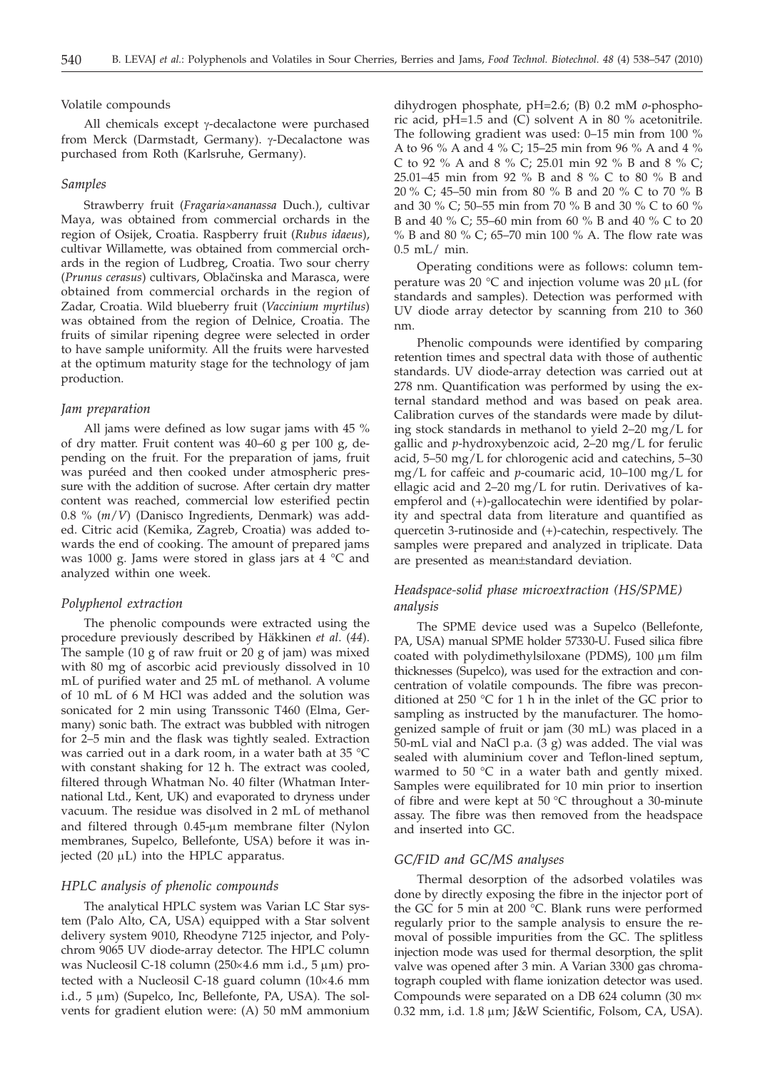Volatile compounds

All chemicals except γ-decalactone were purchased from Merck (Darmstadt, Germany). γ-Decalactone was purchased from Roth (Karlsruhe, Germany).

### *Samples*

Strawberry fruit (*Fragaria×ananassa* Duch.), cultivar Maya, was obtained from commercial orchards in the region of Osijek, Croatia. Raspberry fruit (*Rubus idaeus*), cultivar Willamette, was obtained from commercial orchards in the region of Ludbreg, Croatia. Two sour cherry (*Prunus cerasus*) cultivars, Oblačinska and Marasca, were obtained from commercial orchards in the region of Zadar, Croatia. Wild blueberry fruit (*Vaccinium myrtilus*) was obtained from the region of Delnice, Croatia. The fruits of similar ripening degree were selected in order to have sample uniformity. All the fruits were harvested at the optimum maturity stage for the technology of jam production.

### *Jam preparation*

All jams were defined as low sugar jams with 45 % of dry matter. Fruit content was 40–60 g per 100 g, depending on the fruit. For the preparation of jams, fruit was puréed and then cooked under atmospheric pressure with the addition of sucrose. After certain dry matter content was reached, commercial low esterified pectin 0.8 % (*m*/*V*) (Danisco Ingredients, Denmark) was added. Citric acid (Kemika, Zagreb, Croatia) was added towards the end of cooking. The amount of prepared jams was 1000 g. Jams were stored in glass jars at 4 °C and analyzed within one week.

### *Polyphenol extraction*

The phenolic compounds were extracted using the procedure previously described by Häkkinen *et al*. (*44*). The sample (10 g of raw fruit or 20 g of jam) was mixed with 80 mg of ascorbic acid previously dissolved in 10 mL of purified water and 25 mL of methanol. A volume of 10 mL of 6 M HCl was added and the solution was sonicated for 2 min using Transsonic T460 (Elma, Germany) sonic bath. The extract was bubbled with nitrogen for 2–5 min and the flask was tightly sealed. Extraction was carried out in a dark room, in a water bath at 35 °C with constant shaking for 12 h. The extract was cooled, filtered through Whatman No. 40 filter (Whatman International Ltd., Kent, UK) and evaporated to dryness under vacuum. The residue was disolved in 2 mL of methanol and filtered through 0.45-μm membrane filter (Nylon membranes, Supelco, Bellefonte, USA) before it was injected (20 μL) into the HPLC apparatus.

### *HPLC analysis of phenolic compounds*

The analytical HPLC system was Varian LC Star system (Palo Alto, CA, USA) equipped with a Star solvent delivery system 9010, Rheodyne 7125 injector, and Polychrom 9065 UV diode-array detector. The HPLC column was Nucleosil C-18 column (250×4.6 mm i.d., 5 μm) protected with a Nucleosil C-18 guard column (10×4.6 mm i.d., 5 μm) (Supelco, Inc, Bellefonte, PA, USA). The solvents for gradient elution were: (A) 50 mM ammonium dihydrogen phosphate, pH=2.6; (B) 0.2 mM *o*-phosphoric acid, pH=1.5 and (C) solvent A in 80 % acetonitrile. The following gradient was used: 0–15 min from 100 % A to 96 % A and 4 % C; 15–25 min from 96 % A and 4 % C to 92 % A and 8 % C; 25.01 min 92 % B and 8 % C; 25.01–45 min from 92 % B and 8 % C to 80 % B and 20 % C; 45–50 min from 80 % B and 20 % C to 70 % B and 30 % C; 50–55 min from 70 % B and 30 % C to 60 % B and 40 % C; 55–60 min from 60 % B and 40 % C to 20 % B and 80 % C; 65–70 min 100 % A. The flow rate was 0.5 mL/ min.

Operating conditions were as follows: column temperature was 20 °C and injection volume was 20 μL (for standards and samples). Detection was performed with UV diode array detector by scanning from 210 to 360 nm.

Phenolic compounds were identified by comparing retention times and spectral data with those of authentic standards. UV diode-array detection was carried out at 278 nm. Quantification was performed by using the external standard method and was based on peak area. Calibration curves of the standards were made by diluting stock standards in methanol to yield 2–20 mg/L for gallic and *p*-hydroxybenzoic acid, 2–20 mg/L for ferulic acid, 5–50 mg/L for chlorogenic acid and catechins, 5–30 mg/L for caffeic and *p*-coumaric acid, 10–100 mg/L for ellagic acid and 2–20 mg/L for rutin. Derivatives of kaempferol and (+)-gallocatechin were identified by polarity and spectral data from literature and quantified as quercetin 3-rutinoside and (+)-catechin, respectively. The samples were prepared and analyzed in triplicate. Data are presented as mean±standard deviation.

### *Headspace-solid phase microextraction (HS/SPME) analysis*

The SPME device used was a Supelco (Bellefonte, PA, USA) manual SPME holder 57330-U. Fused silica fibre coated with polydimethylsiloxane (PDMS), 100 μm film thicknesses (Supelco), was used for the extraction and concentration of volatile compounds. The fibre was preconditioned at 250 °C for 1 h in the inlet of the GC prior to sampling as instructed by the manufacturer. The homogenized sample of fruit or jam (30 mL) was placed in a 50-mL vial and NaCl p.a. (3 g) was added. The vial was sealed with aluminium cover and Teflon-lined septum, warmed to 50 °C in a water bath and gently mixed. Samples were equilibrated for 10 min prior to insertion of fibre and were kept at 50 °C throughout a 30-minute assay. The fibre was then removed from the headspace and inserted into GC.

### *GC/FID and GC/MS analyses*

Thermal desorption of the adsorbed volatiles was done by directly exposing the fibre in the injector port of the GC for 5 min at 200 °C. Blank runs were performed regularly prior to the sample analysis to ensure the removal of possible impurities from the GC. The splitless injection mode was used for thermal desorption, the split valve was opened after 3 min. A Varian 3300 gas chromatograph coupled with flame ionization detector was used. Compounds were separated on a DB 624 column (30 m× 0.32 mm, i.d. 1.8 μm; J&W Scientific, Folsom, CA, USA).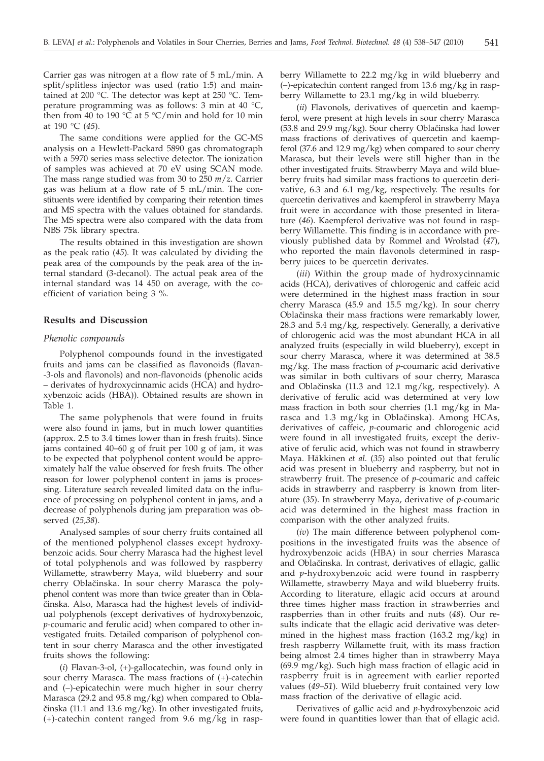Carrier gas was nitrogen at a flow rate of 5 mL/min. A split/splitless injector was used (ratio 1:5) and maintained at 200 °C. The detector was kept at 250 °C. Temperature programming was as follows: 3 min at 40 °C, then from 40 to 190 °C at 5 °C/min and hold for 10 min at 190 °C (*45*).

The same conditions were applied for the GC-MS analysis on a Hewlett-Packard 5890 gas chromatograph with a 5970 series mass selective detector. The ionization of samples was achieved at 70 eV using SCAN mode. The mass range studied was from 30 to 250 *m*/*z*. Carrier gas was helium at a flow rate of 5 mL/min. The constituents were identified by comparing their retention times and MS spectra with the values obtained for standards. The MS spectra were also compared with the data from NBS 75k library spectra.

The results obtained in this investigation are shown as the peak ratio (*45*). It was calculated by dividing the peak area of the compounds by the peak area of the internal standard (3-decanol). The actual peak area of the internal standard was 14 450 on average, with the coefficient of variation being 3 %.

## Results and Discussion

### *Phenolic compounds*

Polyphenol compounds found in the investigated fruits and jams can be classified as flavonoids (flavan-3-ols and flavonols) and non-flavonoids (phenolic acids – derivates of hydroxycinnamic acids (HCA) and hydroxybenzoic acids (HBA)). Obtained results are shown in Table 1.

The same polyphenols that were found in fruits were also found in jams, but in much lower quantities (approx. 2.5 to 3.4 times lower than in fresh fruits). Since jams contained 40–60 g of fruit per 100 g of jam, it was to be expected that polyphenol content would be approximately half the value observed for fresh fruits. The other reason for lower polyphenol content in jams is processing. Literature search revealed limited data on the influence of processing on polyphenol content in jams, and a decrease of polyphenols during jam preparation was observed (*25,38*).

Analysed samples of sour cherry fruits contained all of the mentioned polyphenol classes except hydroxybenzoic acids. Sour cherry Marasca had the highest level of total polyphenols and was followed by raspberry Willamette, strawberry Maya, wild blueberry and sour cherry Oblačinska. In sour cherry Marasca the polyphenol content was more than twice greater than in Oblačinska. Also, Marasca had the highest levels of individual polyphenols (except derivatives of hydroxybenzoic, *p*-coumaric and ferulic acid) when compared to other investigated fruits. Detailed comparison of polyphenol content in sour cherry Marasca and the other investigated fruits shows the following:

(*i*) Flavan-3-ol, (+)-gallocatechin, was found only in sour cherry Marasca. The mass fractions of (+)-catechin and (–)-epicatechin were much higher in sour cherry Marasca (29.2 and 95.8 mg/kg) when compared to Oblačinska (11.1 and 13.6 mg/kg). In other investigated fruits, (+)-catechin content ranged from 9.6 mg/kg in raspberry Willamette to 22.2 mg/kg in wild blueberry and (–)-epicatechin content ranged from 13.6 mg/kg in raspberry Willamette to 23.1 mg/kg in wild blueberry.

(*ii*) Flavonols, derivatives of quercetin and kaempferol, were present at high levels in sour cherry Marasca (53.8 and 29.9 mg/kg). Sour cherry Oblačinska had lower mass fractions of derivatives of quercetin and kaempferol (37.6 and 12.9 mg/kg) when compared to sour cherry Marasca, but their levels were still higher than in the other investigated fruits. Strawberry Maya and wild blueberry fruits had similar mass fractions to quercetin derivative, 6.3 and 6.1 mg/kg, respectively. The results for quercetin derivatives and kaempferol in strawberry Maya fruit were in accordance with those presented in literature (*46*). Kaempferol derivative was not found in raspberry Willamette. This finding is in accordance with previously published data by Rommel and Wrolstad (*47*), who reported the main flavonols determined in raspberry juices to be quercetin derivates.

(*iii*) Within the group made of hydroxycinnamic acids (HCA), derivatives of chlorogenic and caffeic acid were determined in the highest mass fraction in sour cherry Marasca (45.9 and 15.5 mg/kg). In sour cherry Oblačinska their mass fractions were remarkably lower, 28.3 and 5.4 mg/kg, respectively. Generally, a derivative of chlorogenic acid was the most abundant HCA in all analyzed fruits (especially in wild blueberry), except in sour cherry Marasca, where it was determined at 38.5 mg/kg. The mass fraction of *p*-coumaric acid derivative was similar in both cultivars of sour cherry, Marasca and Oblačinska (11.3 and 12.1 mg/kg, respectively). A derivative of ferulic acid was determined at very low mass fraction in both sour cherries (1.1 mg/kg in Marasca and 1.3 mg/kg in Oblačinska). Among HCAs, derivatives of caffeic, *p*-coumaric and chlorogenic acid were found in all investigated fruits, except the derivative of ferulic acid, which was not found in strawberry Maya. Häkkinen *et al.* (*35*) also pointed out that ferulic acid was present in blueberry and raspberry, but not in strawberry fruit. The presence of *p*-coumaric and caffeic acids in strawberry and raspberry is known from literature (*35*). In strawberry Maya, derivative of *p*-coumaric acid was determined in the highest mass fraction in comparison with the other analyzed fruits.

(*iv*) The main difference between polyphenol compositions in the investigated fruits was the absence of hydroxybenzoic acids (HBA) in sour cherries Marasca and Oblačinska. In contrast, derivatives of ellagic, gallic and *p*-hydroxybenzoic acid were found in raspberry Willamette, strawberry Maya and wild blueberry fruits. According to literature, ellagic acid occurs at around three times higher mass fraction in strawberries and raspberries than in other fruits and nuts (*48*). Our results indicate that the ellagic acid derivative was determined in the highest mass fraction (163.2 mg/kg) in fresh raspberry Willamette fruit, with its mass fraction being almost 2.4 times higher than in strawberry Maya (69.9 mg/kg). Such high mass fraction of ellagic acid in raspberry fruit is in agreement with earlier reported values (*49–51*). Wild blueberry fruit contained very low mass fraction of the derivative of ellagic acid.

Derivatives of gallic acid and *p*-hydroxybenzoic acid were found in quantities lower than that of ellagic acid.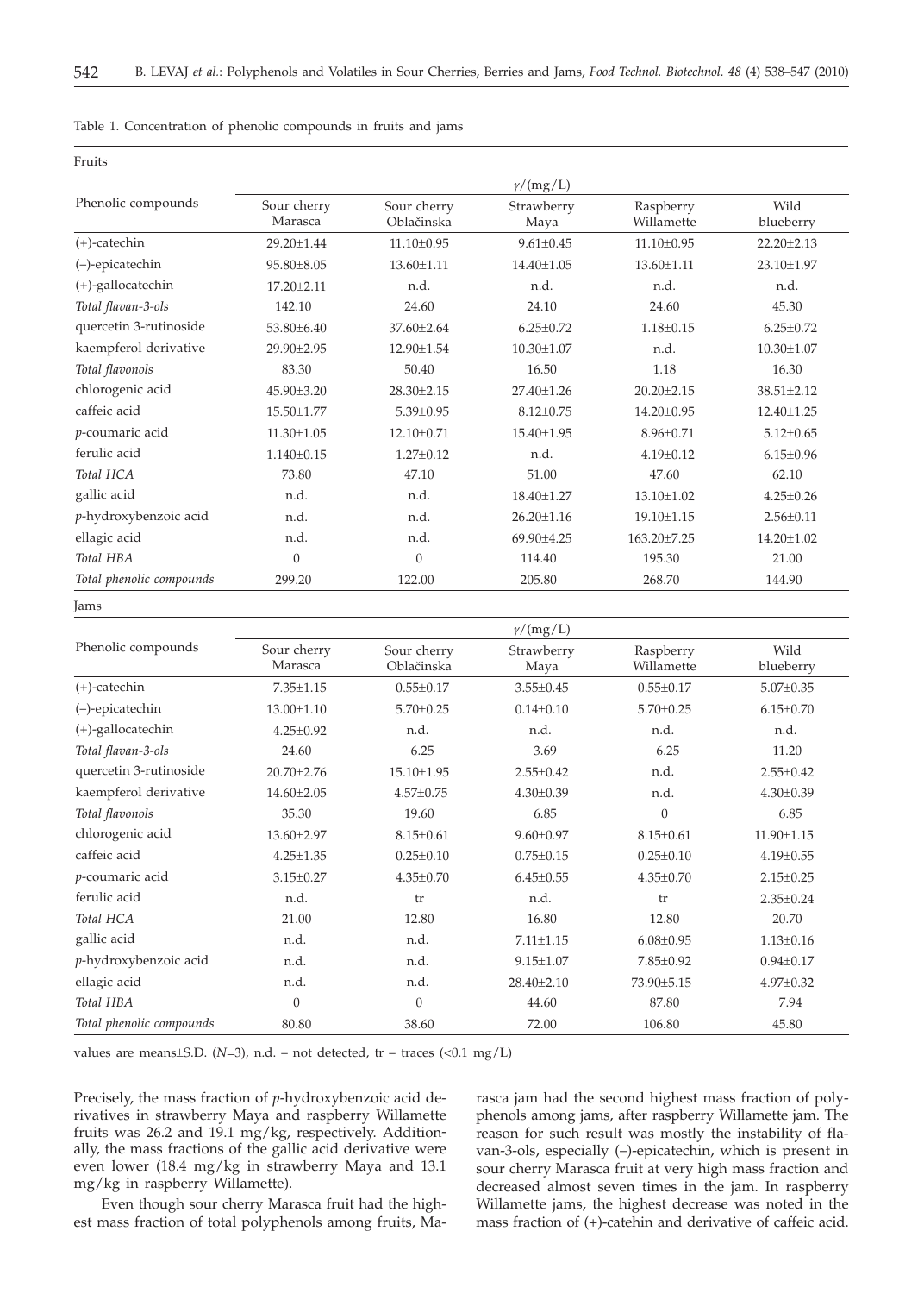Table 1. Concentration of phenolic compounds in fruits and jams

Fruits

| Phenolic compounds | $\gamma$/(mg/L) | | | | |
|---|---|---|---|---|---|
| | Sour cherry Marasca | Sour cherry Oblačinska | Strawberry Maya | Raspberry Willamette | Wild blueberry |
| (+)-catechin | 29.20±1.44 | 11.10±0.95 | 9.61±0.45 | 11.10±0.95 | 22.20±2.13 |
| (–)-epicatechin | 95.80±8.05 | 13.60±1.11 | 14.40±1.05 | 13.60±1.11 | 23.10±1.97 |
| (+)-gallocatechin | 17.20±2.11 | n.d. | n.d. | n.d. | n.d. |
| *Total flavan-3-ols* | 142.10 | 24.60 | 24.10 | 24.60 | 45.30 |
| quercetin 3-rutinoside | 53.80±6.40 | 37.60±2.64 | 6.25±0.72 | 1.18±0.15 | 6.25±0.72 |
| kaempferol derivative | 29.90±2.95 | 12.90±1.54 | 10.30±1.07 | n.d. | 10.30±1.07 |
| *Total flavonols* | 83.30 | 50.40 | 16.50 | 1.18 | 16.30 |
| chlorogenic acid | 45.90±3.20 | 28.30±2.15 | 27.40±1.26 | 20.20±2.15 | 38.51±2.12 |
| caffeic acid | 15.50±1.77 | 5.39±0.95 | 8.12±0.75 | 14.20±0.95 | 12.40±1.25 |
| *p*-coumaric acid | 11.30±1.05 | 12.10±0.71 | 15.40±1.95 | 8.96±0.71 | 5.12±0.65 |
| ferulic acid | 1.140±0.15 | 1.27±0.12 | n.d. | 4.19±0.12 | 6.15±0.96 |
| *Total HCA* | 73.80 | 47.10 | 51.00 | 47.60 | 62.10 |
| gallic acid | n.d. | n.d. | 18.40±1.27 | 13.10±1.02 | 4.25±0.26 |
| *p*-hydroxybenzoic acid | n.d. | n.d. | 26.20±1.16 | 19.10±1.15 | 2.56±0.11 |
| ellagic acid | n.d. | n.d. | 69.90±4.25 | 163.20±7.25 | 14.20±1.02 |
| *Total HBA* | 0 | 0 | 114.40 | 195.30 | 21.00 |
| *Total phenolic compounds* | 299.20 | 122.00 | 205.80 | 268.70 | 144.90 |

Jams

| Phenolic compounds | $\gamma$/(mg/L) | | | | |
|---|---|---|---|---|---|
| | Sour cherry Marasca | Sour cherry Oblačinska | Strawberry Maya | Raspberry Willamette | Wild blueberry |
| (+)-catechin | 7.35±1.15 | 0.55±0.17 | 3.55±0.45 | 0.55±0.17 | 5.07±0.35 |
| (–)-epicatechin | 13.00±1.10 | 5.70±0.25 | 0.14±0.10 | 5.70±0.25 | 6.15±0.70 |
| (+)-gallocatechin | 4.25±0.92 | n.d. | n.d. | n.d. | n.d. |
| *Total flavan-3-ols* | 24.60 | 6.25 | 3.69 | 6.25 | 11.20 |
| quercetin 3-rutinoside | 20.70±2.76 | 15.10±1.95 | 2.55±0.42 | n.d. | 2.55±0.42 |
| kaempferol derivative | 14.60±2.05 | 4.57±0.75 | 4.30±0.39 | n.d. | 4.30±0.39 |
| *Total flavonols* | 35.30 | 19.60 | 6.85 | 0 | 6.85 |
| chlorogenic acid | 13.60±2.97 | 8.15±0.61 | 9.60±0.97 | 8.15±0.61 | 11.90±1.15 |
| caffeic acid | 4.25±1.35 | 0.25±0.10 | 0.75±0.15 | 0.25±0.10 | 4.19±0.55 |
| *p*-coumaric acid | 3.15±0.27 | 4.35±0.70 | 6.45±0.55 | 4.35±0.70 | 2.15±0.25 |
| ferulic acid | n.d. | tr | n.d. | tr | 2.35±0.24 |
| *Total HCA* | 21.00 | 12.80 | 16.80 | 12.80 | 20.70 |
| gallic acid | n.d. | n.d. | 7.11±1.15 | 6.08±0.95 | 1.13±0.16 |
| *p*-hydroxybenzoic acid | n.d. | n.d. | 9.15±1.07 | 7.85±0.92 | 0.94±0.17 |
| ellagic acid | n.d. | n.d. | 28.40±2.10 | 73.90±5.15 | 4.97±0.32 |
| *Total HBA* | 0 | 0 | 44.60 | 87.80 | 7.94 |
| *Total phenolic compounds* | 80.80 | 38.60 | 72.00 | 106.80 | 45.80 |

values are means±S.D. ($N$=3), n.d. – not detected, tr – traces (<0.1 mg/L)

Precisely, the mass fraction of *p*-hydroxybenzoic acid derivatives in strawberry Maya and raspberry Willamette fruits was 26.2 and 19.1 mg/kg, respectively. Additionally, the mass fractions of the gallic acid derivative were even lower (18.4 mg/kg in strawberry Maya and 13.1 mg/kg in raspberry Willamette).

Even though sour cherry Marasca fruit had the highest mass fraction of total polyphenols among fruits, Marasca jam had the second highest mass fraction of polyphenols among jams, after raspberry Willamette jam. The reason for such result was mostly the instability of flavan-3-ols, especially (–)-epicatechin, which is present in sour cherry Marasca fruit at very high mass fraction and decreased almost seven times in the jam. In raspberry Willamette jams, the highest decrease was noted in the mass fraction of (+)-catehin and derivative of caffeic acid.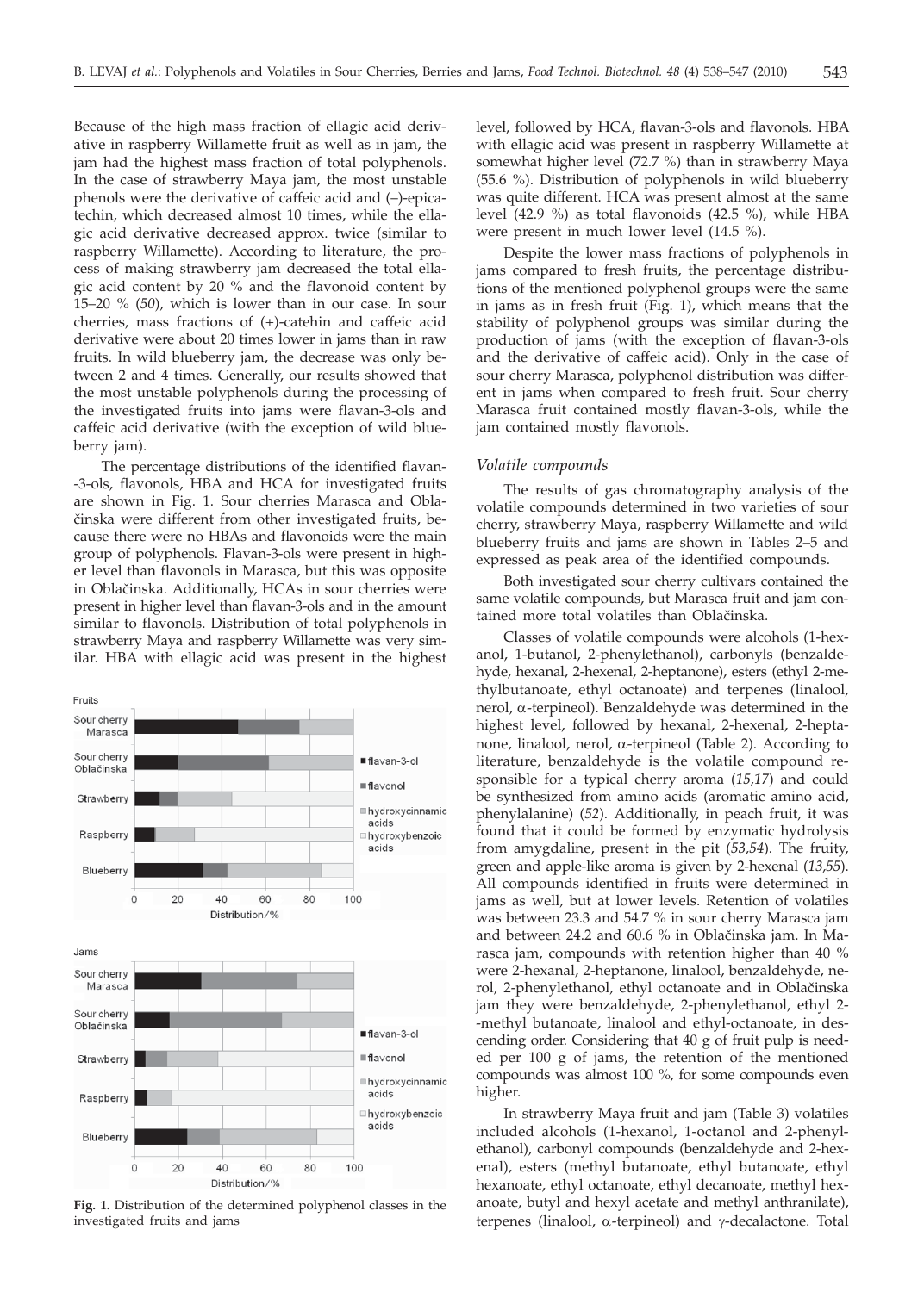Because of the high mass fraction of ellagic acid derivative in raspberry Willamette fruit as well as in jam, the jam had the highest mass fraction of total polyphenols. In the case of strawberry Maya jam, the most unstable phenols were the derivative of caffeic acid and (–)-epicatechin, which decreased almost 10 times, while the ellagic acid derivative decreased approx. twice (similar to raspberry Willamette). According to literature, the process of making strawberry jam decreased the total ellagic acid content by 20 % and the flavonoid content by 15–20 % (*50*), which is lower than in our case. In sour cherries, mass fractions of (+)-catehin and caffeic acid derivative were about 20 times lower in jams than in raw fruits. In wild blueberry jam, the decrease was only between 2 and 4 times. Generally, our results showed that the most unstable polyphenols during the processing of the investigated fruits into jams were flavan-3-ols and caffeic acid derivative (with the exception of wild blueberry jam).

The percentage distributions of the identified flavan-3-ols, flavonols, HBA and HCA for investigated fruits are shown in Fig. 1. Sour cherries Marasca and Oblačinska were different from other investigated fruits, because there were no HBAs and flavonoids were the main group of polyphenols. Flavan-3-ols were present in higher level than flavonols in Marasca, but this was opposite in Oblačinska. Additionally, HCAs in sour cherries were present in higher level than flavan-3-ols and in the amount similar to flavonols. Distribution of total polyphenols in strawberry Maya and raspberry Willamette was very similar. HBA with ellagic acid was present in the highest level, followed by HCA, flavan-3-ols and flavonols. HBA with ellagic acid was present in raspberry Willamette at somewhat higher level (72.7 %) than in strawberry Maya (55.6 %). Distribution of polyphenols in wild blueberry was quite different. HCA was present almost at the same level (42.9 %) as total flavonoids (42.5 %), while HBA were present in much lower level (14.5 %).

**Fig. 1.** Distribution of the determined polyphenol classes in the investigated fruits and jams

Despite the lower mass fractions of polyphenols in jams compared to fresh fruits, the percentage distributions of the mentioned polyphenol groups were the same in jams as in fresh fruit (Fig. 1), which means that the stability of polyphenol groups was similar during the production of jams (with the exception of flavan-3-ols and the derivative of caffeic acid). Only in the case of sour cherry Marasca, polyphenol distribution was different in jams when compared to fresh fruit. Sour cherry Marasca fruit contained mostly flavan-3-ols, while the jam contained mostly flavonols.

### *Volatile compounds*

The results of gas chromatography analysis of the volatile compounds determined in two varieties of sour cherry, strawberry Maya, raspberry Willamette and wild blueberry fruits and jams are shown in Tables 2–5 and expressed as peak area of the identified compounds.

Both investigated sour cherry cultivars contained the same volatile compounds, but Marasca fruit and jam contained more total volatiles than Oblačinska.

Classes of volatile compounds were alcohols (1-hexanol, 1-butanol, 2-phenylethanol), carbonyls (benzaldehyde, hexanal, 2-hexenal, 2-heptanone), esters (ethyl 2-methylbutanoate, ethyl octanoate) and terpenes (linalool, nerol, α-terpineol). Benzaldehyde was determined in the highest level, followed by hexanal, 2-hexenal, 2-heptanone, linalool, nerol, α-terpineol (Table 2). According to literature, benzaldehyde is the volatile compound responsible for a typical cherry aroma (*15,17*) and could be synthesized from amino acids (aromatic amino acid, phenylalanine) (*52*). Additionally, in peach fruit, it was found that it could be formed by enzymatic hydrolysis from amygdaline, present in the pit (*53,54*). The fruity, green and apple-like aroma is given by 2-hexenal (*13,55*). All compounds identified in fruits were determined in jams as well, but at lower levels. Retention of volatiles was between 23.3 and 54.7 % in sour cherry Marasca jam and between 24.2 and 60.6 % in Oblačinska jam. In Marasca jam, compounds with retention higher than 40 % were 2-hexanal, 2-heptanone, linalool, benzaldehyde, nerol, 2-phenylethanol, ethyl octanoate and in Oblačinska jam they were benzaldehyde, 2-phenylethanol, ethyl 2-methyl butanoate, linalool and ethyl-octanoate, in descending order. Considering that 40 g of fruit pulp is needed per 100 g of jams, the retention of the mentioned compounds was almost 100 %, for some compounds even higher.

In strawberry Maya fruit and jam (Table 3) volatiles included alcohols (1-hexanol, 1-octanol and 2-phenylethanol), carbonyl compounds (benzaldehyde and 2-hexenal), esters (methyl butanoate, ethyl butanoate, ethyl hexanoate, ethyl octanoate, ethyl decanoate, methyl hexanoate, butyl and hexyl acetate and methyl anthranilate), terpenes (linalool, α-terpineol) and γ-decalactone. Total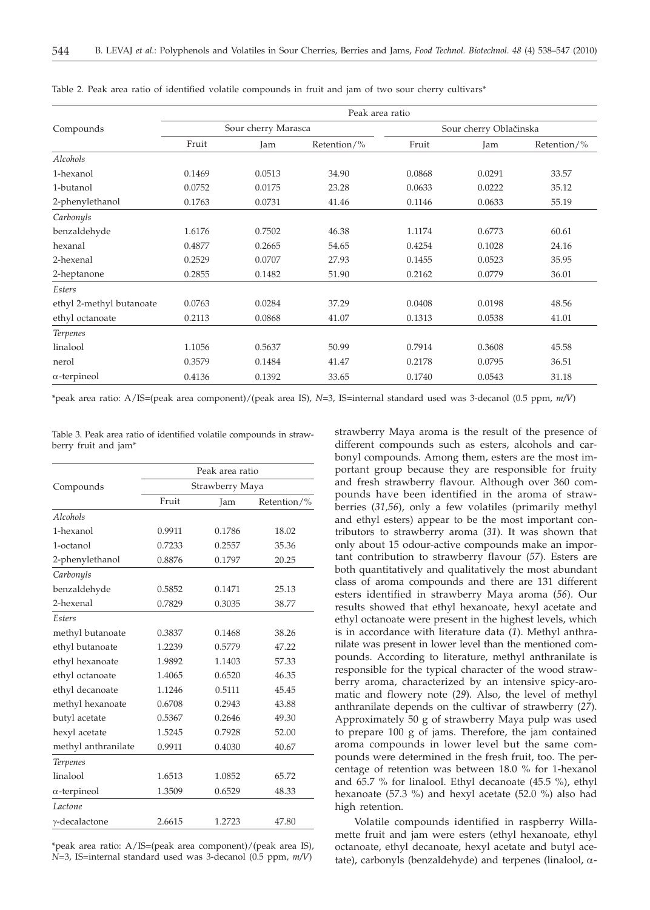Table 2. Peak area ratio of identified volatile compounds in fruit and jam of two sour cherry cultivars*

| Compounds | Peak area ratio | | | | | |
|---|---|---|---|---|---|---|
| | Sour cherry Marasca | | | Sour cherry Oblačinska | | |
| | Fruit | Jam | Retention/% | Fruit | Jam | Retention/% |
| *Alcohols* | | | | | | |
| 1-hexanol | 0.1469 | 0.0513 | 34.90 | 0.0868 | 0.0291 | 33.57 |
| 1-butanol | 0.0752 | 0.0175 | 23.28 | 0.0633 | 0.0222 | 35.12 |
| 2-phenylethanol | 0.1763 | 0.0731 | 41.46 | 0.1146 | 0.0633 | 55.19 |
| *Carbonyls* | | | | | | |
| benzaldehyde | 1.6176 | 0.7502 | 46.38 | 1.1174 | 0.6773 | 60.61 |
| hexanal | 0.4877 | 0.2665 | 54.65 | 0.4254 | 0.1028 | 24.16 |
| 2-hexenal | 0.2529 | 0.0707 | 27.93 | 0.1455 | 0.0523 | 35.95 |
| 2-heptanone | 0.2855 | 0.1482 | 51.90 | 0.2162 | 0.0779 | 36.01 |
| *Esters* | | | | | | |
| ethyl 2-methyl butanoate | 0.0763 | 0.0284 | 37.29 | 0.0408 | 0.0198 | 48.56 |
| ethyl octanoate | 0.2113 | 0.0868 | 41.07 | 0.1313 | 0.0538 | 41.01 |
| *Terpenes* | | | | | | |
| linalool | 1.1056 | 0.5637 | 50.99 | 0.7914 | 0.3608 | 45.58 |
| nerol | 0.3579 | 0.1484 | 41.47 | 0.2178 | 0.0795 | 36.51 |
| α-terpineol | 0.4136 | 0.1392 | 33.65 | 0.1740 | 0.0543 | 31.18 |

*peak area ratio: A/IS=(peak area component)/(peak area IS), *N*=3, IS=internal standard used was 3-decanol (0.5 ppm, *m/V*)

Table 3. Peak area ratio of identified volatile compounds in strawberry fruit and jam*

| Compounds | Peak area ratio | | |
|---|---|---|---|
| | Strawberry Maya | | |
| | Fruit | Jam | Retention/% |
| *Alcohols* | | | |
| 1-hexanol | 0.9911 | 0.1786 | 18.02 |
| 1-octanol | 0.7233 | 0.2557 | 35.36 |
| 2-phenylethanol | 0.8876 | 0.1797 | 20.25 |
| *Carbonyls* | | | |
| benzaldehyde | 0.5852 | 0.1471 | 25.13 |
| 2-hexenal | 0.7829 | 0.3035 | 38.77 |
| *Esters* | | | |
| methyl butanoate | 0.3837 | 0.1468 | 38.26 |
| ethyl butanoate | 1.2239 | 0.5779 | 47.22 |
| ethyl hexanoate | 1.9892 | 1.1403 | 57.33 |
| ethyl octanoate | 1.4065 | 0.6520 | 46.35 |
| ethyl decanoate | 1.1246 | 0.5111 | 45.45 |
| methyl hexanoate | 0.6708 | 0.2943 | 43.88 |
| butyl acetate | 0.5367 | 0.2646 | 49.30 |
| hexyl acetate | 1.5245 | 0.7928 | 52.00 |
| methyl anthranilate | 0.9911 | 0.4030 | 40.67 |
| *Terpenes* | | | |
| linalool | 1.6513 | 1.0852 | 65.72 |
| α-terpineol | 1.3509 | 0.6529 | 48.33 |
| *Lactone* | | | |
| γ-decalactone | 2.6615 | 1.2723 | 47.80 |

*peak area ratio: A/IS=(peak area component)/(peak area IS), *N*=3, IS=internal standard used was 3-decanol (0.5 ppm, *m/V*)

strawberry Maya aroma is the result of the presence of different compounds such as esters, alcohols and carbonyl compounds. Among them, esters are the most important group because they are responsible for fruity and fresh strawberry flavour. Although over 360 compounds have been identified in the aroma of strawberries (*31,56*), only a few volatiles (primarily methyl and ethyl esters) appear to be the most important contributors to strawberry aroma (*31*). It was shown that only about 15 odour-active compounds make an important contribution to strawberry flavour (*57*). Esters are both quantitatively and qualitatively the most abundant class of aroma compounds and there are 131 different esters identified in strawberry Maya aroma (*56*). Our results showed that ethyl hexanoate, hexyl acetate and ethyl octanoate were present in the highest levels, which is in accordance with literature data (*1*). Methyl anthranilate was present in lower level than the mentioned compounds. According to literature, methyl anthranilate is responsible for the typical character of the wood strawberry aroma, characterized by an intensive spicy-aromatic and flowery note (*29*). Also, the level of methyl anthranilate depends on the cultivar of strawberry (*27*). Approximately 50 g of strawberry Maya pulp was used to prepare 100 g of jams. Therefore, the jam contained aroma compounds in lower level but the same compounds were determined in the fresh fruit, too. The percentage of retention was between 18.0 % for 1-hexanol and 65.7 % for linalool. Ethyl decanoate (45.5 %), ethyl hexanoate (57.3 %) and hexyl acetate (52.0 %) also had high retention.

Volatile compounds identified in raspberry Willamette fruit and jam were esters (ethyl hexanoate, ethyl octanoate, ethyl decanoate, hexyl acetate and butyl acetate), carbonyls (benzaldehyde) and terpenes (linalool, α-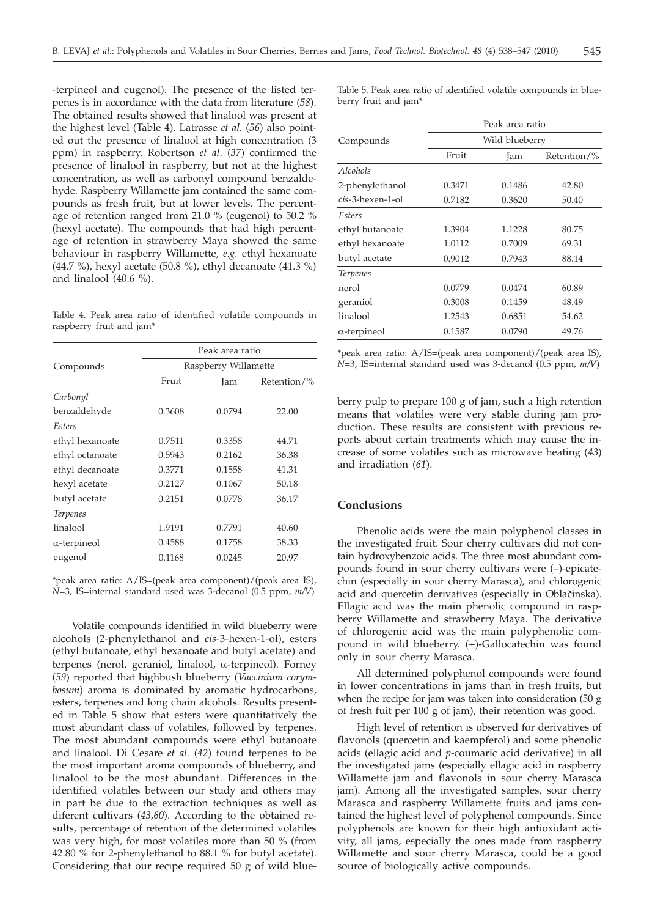-terpineol and eugenol). The presence of the listed terpenes is in accordance with the data from literature (*58*). The obtained results showed that linalool was present at the highest level (Table 4). Latrasse *et al.* (*56*) also pointed out the presence of linalool at high concentration (3 ppm) in raspberry. Robertson *et al*. (*37*) confirmed the presence of linalool in raspberry, but not at the highest concentration, as well as carbonyl compound benzaldehyde. Raspberry Willamette jam contained the same compounds as fresh fruit, but at lower levels. The percentage of retention ranged from 21.0 % (eugenol) to 50.2 % (hexyl acetate). The compounds that had high percentage of retention in strawberry Maya showed the same behaviour in raspberry Willamette, *e.g.* ethyl hexanoate (44.7 %), hexyl acetate (50.8 %), ethyl decanoate (41.3 %) and linalool (40.6 %).

Table 4. Peak area ratio of identified volatile compounds in raspberry fruit and jam*

| Compounds | Peak area ratio | | |
|---|---|---|---|
| | Raspberry Willamette | | |
| | Fruit | Jam | Retention/% |
| *Carbonyl* | | | |
| benzaldehyde | 0.3608 | 0.0794 | 22.00 |
| *Esters* | | | |
| ethyl hexanoate | 0.7511 | 0.3358 | 44.71 |
| ethyl octanoate | 0.5943 | 0.2162 | 36.38 |
| ethyl decanoate | 0.3771 | 0.1558 | 41.31 |
| hexyl acetate | 0.2127 | 0.1067 | 50.18 |
| butyl acetate | 0.2151 | 0.0778 | 36.17 |
| *Terpenes* | | | |
| linalool | 1.9191 | 0.7791 | 40.60 |
| α-terpineol | 0.4588 | 0.1758 | 38.33 |
| eugenol | 0.1168 | 0.0245 | 20.97 |

*peak area ratio: A/IS=(peak area component)/(peak area IS), *N*=3, IS=internal standard used was 3-decanol (0.5 ppm, *m/V*)

Volatile compounds identified in wild blueberry were alcohols (2-phenylethanol and *cis*-3-hexen-1-ol), esters (ethyl butanoate, ethyl hexanoate and butyl acetate) and terpenes (nerol, geraniol, linalool, α-terpineol). Forney (*59*) reported that highbush blueberry (*Vaccinium corymbosum*) aroma is dominated by aromatic hydrocarbons, esters, terpenes and long chain alcohols. Results presented in Table 5 show that esters were quantitatively the most abundant class of volatiles, followed by terpenes. The most abundant compounds were ethyl butanoate and linalool. Di Cesare *et al.* (*42*) found terpenes to be the most important aroma compounds of blueberry, and linalool to be the most abundant. Differences in the identified volatiles between our study and others may in part be due to the extraction techniques as well as diferent cultivars (*43*,*60*). According to the obtained results, percentage of retention of the determined volatiles was very high, for most volatiles more than 50 % (from 42.80 % for 2-phenylethanol to 88.1 % for butyl acetate). Considering that our recipe required 50 g of wild blueberry pulp to prepare 100 g of jam, such a high retention means that volatiles were very stable during jam production. These results are consistent with previous reports about certain treatments which may cause the increase of some volatiles such as microwave heating (*43*) and irradiation (*61*).

Table 5. Peak area ratio of identified volatile compounds in blueberry fruit and jam*

| Compounds | Peak area ratio | | |
|---|---|---|---|
| | Wild blueberry | | |
| | Fruit | Jam | Retention/% |
| *Alcohols* | | | |
| 2-phenylethanol | 0.3471 | 0.1486 | 42.80 |
| *cis*-3-hexen-1-ol | 0.7182 | 0.3620 | 50.40 |
| *Esters* | | | |
| ethyl butanoate | 1.3904 | 1.1228 | 80.75 |
| ethyl hexanoate | 1.0112 | 0.7009 | 69.31 |
| butyl acetate | 0.9012 | 0.7943 | 88.14 |
| *Terpenes* | | | |
| nerol | 0.0779 | 0.0474 | 60.89 |
| geraniol | 0.3008 | 0.1459 | 48.49 |
| linalool | 1.2543 | 0.6851 | 54.62 |
| α-terpineol | 0.1587 | 0.0790 | 49.76 |

*peak area ratio: A/IS=(peak area component)/(peak area IS), *N*=3, IS=internal standard used was 3-decanol (0.5 ppm, *m/V*)

## Conclusions

Phenolic acids were the main polyphenol classes in the investigated fruit. Sour cherry cultivars did not contain hydroxybenzoic acids. The three most abundant compounds found in sour cherry cultivars were (–)-epicatechin (especially in sour cherry Marasca), and chlorogenic acid and quercetin derivatives (especially in Oblačinska). Ellagic acid was the main phenolic compound in raspberry Willamette and strawberry Maya. The derivative of chlorogenic acid was the main polyphenolic compound in wild blueberry. (+)-Gallocatechin was found only in sour cherry Marasca.

All determined polyphenol compounds were found in lower concentrations in jams than in fresh fruits, but when the recipe for jam was taken into consideration (50 g of fresh fuit per 100 g of jam), their retention was good.

High level of retention is observed for derivatives of flavonols (quercetin and kaempferol) and some phenolic acids (ellagic acid and *p*-coumaric acid derivative) in all the investigated jams (especially ellagic acid in raspberry Willamette jam and flavonols in sour cherry Marasca jam). Among all the investigated samples, sour cherry Marasca and raspberry Willamette fruits and jams contained the highest level of polyphenol compounds. Since polyphenols are known for their high antioxidant activity, all jams, especially the ones made from raspberry Willamette and sour cherry Marasca, could be a good source of biologically active compounds.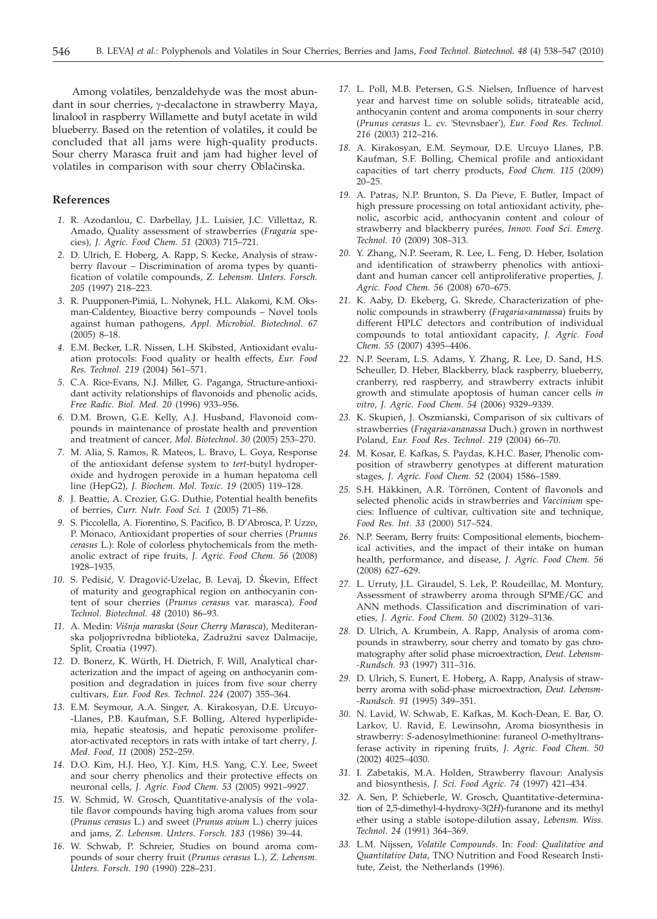Among volatiles, benzaldehyde was the most abundant in sour cherries, γ-decalactone in strawberry Maya, linalool in raspberry Willamette and butyl acetate in wild blueberry. Based on the retention of volatiles, it could be concluded that all jams were high-quality products. Sour cherry Marasca fruit and jam had higher level of volatiles in comparison with sour cherry Oblačinska.

## References

1. R. Azodanlou, C. Darbellay, J.L. Luisier, J.C. Villettaz, R. Amado, Quality assessment of strawberries (*Fragaria* species), *J. Agric. Food Chem. 51* (2003) 715–721.
2. D. Ulrich, E. Hoberg, A. Rapp, S. Kecke, Analysis of strawberry flavour – Discrimination of aroma types by quantification of volatile compounds, *Z. Lebensm. Unters. Forsch. 205* (1997) 218–223.
3. R. Puupponen-Pimiä, L. Nohynek, H.L. Alakomi, K.M. Oksman-Caldentey, Bioactive berry compounds – Novel tools against human pathogens, *Appl. Microbiol. Biotechnol. 67* (2005) 8–18.
4. E.M. Becker, L.R. Nissen, L.H. Skibsted, Antioxidant evaluation protocols: Food quality or health effects, *Eur. Food Res. Technol. 219* (2004) 561–571.
5. C.A. Rice-Evans, N.J. Miller, G. Paganga, Structure-antioxidant activity relationships of flavonoids and phenolic acids, *Free Radic. Biol. Med. 20* (1996) 933–956.
6. D.M. Brown, G.E. Kelly, A.J. Husband, Flavonoid compounds in maintenance of prostate health and prevention and treatment of cancer, *Mol. Biotechnol. 30* (2005) 253–270.
7. M. Alia, S. Ramos, R. Mateos, L. Bravo, L. Goya, Response of the antioxidant defense system to *tert*-butyl hydroperoxide and hydrogen peroxide in a human hepatoma cell line (HepG2), *J. Biochem. Mol. Toxic. 19* (2005) 119–128.
8. J. Beattie, A. Crozier, G.G. Duthie, Potential health benefits of berries, *Curr. Nutr. Food Sci. 1* (2005) 71–86.
9. S. Piccolella, A. Fiorentino, S. Pacifico, B. D'Abrosca, P. Uzzo, P. Monaco, Antioxidant properties of sour cherries (*Prunus cerasus* L.): Role of colorless phytochemicals from the methanolic extract of ripe fruits, *J. Agric. Food Chem. 56* (2008) 1928–1935.
10. S. Pedisić, V. Dragović-Uzelac, B. Levaj, D. Škevin, Effect of maturity and geographical region on anthocyanin content of sour cherries (*Prunus cerasus* var. marasca), *Food Technol. Biotechnol. 48* (2010) 86–93.
11. A. Medin: *Višnja maraska* (*Sour Cherry Marasca*), Mediteranska poljoprivredna biblioteka, Zadružni savez Dalmacije, Split, Croatia (1997).
12. D. Bonerz, K. Würth, H. Dietrich, F. Will, Analytical characterization and the impact of ageing on anthocyanin composition and degradation in juices from five sour cherry cultivars, *Eur. Food Res. Technol. 224* (2007) 355–364.
13. E.M. Seymour, A.A. Singer, A. Kirakosyan, D.E. Urcuyo-Llanes, P.B. Kaufman, S.F. Bolling, Altered hyperlipidemia, hepatic steatosis, and hepatic peroxisome proliferator-activated receptors in rats with intake of tart cherry, *J. Med. Food, 11* (2008) 252–259.
14. D.O. Kim, H.J. Heo, Y.J. Kim, H.S. Yang, C.Y. Lee, Sweet and sour cherry phenolics and their protective effects on neuronal cells, *J. Agric. Food Chem. 53* (2005) 9921–9927.
15. W. Schmid, W. Grosch, Quantitative-analysis of the volatile flavor compounds having high aroma values from sour (*Prunus cerasus* L.) and sweet (*Prunus avium* L.) cherry juices and jams, *Z. Lebensm. Unters. Forsch. 183* (1986) 39–44.
16. W. Schwab, P. Schreier, Studies on bound aroma compounds of sour cherry fruit (*Prunus cerasus* L.), *Z. Lebensm. Unters. Forsch. 190* (1990) 228–231.
17. L. Poll, M.B. Petersen, G.S. Nielsen, Influence of harvest year and harvest time on soluble solids, titrateable acid, anthocyanin content and aroma components in sour cherry (*Prunus cerasus* L. cv. 'Stevnsbaer'), *Eur. Food Res. Technol. 216* (2003) 212–216.
18. A. Kirakosyan, E.M. Seymour, D.E. Urcuyo Llanes, P.B. Kaufman, S.F. Bolling, Chemical profile and antioxidant capacities of tart cherry products, *Food Chem. 115* (2009) 20–25.
19. A. Patras, N.P. Brunton, S. Da Pieve, F. Butler, Impact of high pressure processing on total antioxidant activity, phenolic, ascorbic acid, anthocyanin content and colour of strawberry and blackberry purées, *Innov. Food Sci. Emerg. Technol. 10* (2009) 308–313.
20. Y. Zhang, N.P. Seeram, R. Lee, L. Feng, D. Heber, Isolation and identification of strawberry phenolics with antioxidant and human cancer cell antiproliferative properties, *J. Agric. Food Chem. 56* (2008) 670–675.
21. K. Aaby, D. Ekeberg, G. Skrede, Characterization of phenolic compounds in strawberry (*Fragaria×ananassa*) fruits by different HPLC detectors and contribution of individual compounds to total antioxidant capacity, *J. Agric. Food Chem. 55* (2007) 4395–4406.
22. N.P. Seeram, L.S. Adams, Y. Zhang, R. Lee, D. Sand, H.S. Scheuller, D. Heber, Blackberry, black raspberry, blueberry, cranberry, red raspberry, and strawberry extracts inhibit growth and stimulate apoptosis of human cancer cells *in vitro*, *J. Agric. Food Chem. 54* (2006) 9329–9339.
23. K. Skupień, J. Oszmianski, Comparison of six cultivars of strawberries (*Fragaria×ananassa* Duch.) grown in northwest Poland, *Eur. Food Res. Technol. 219* (2004) 66–70.
24. M. Kosar, E. Kafkas, S. Paydas, K.H.C. Baser, Phenolic composition of strawberry genotypes at different maturation stages, *J. Agric. Food Chem. 52* (2004) 1586–1589.
25. S.H. Häkkinen, A.R. Törrönen, Content of flavonols and selected phenolic acids in strawberries and *Vaccinium* species: Influence of cultivar, cultivation site and technique, *Food Res. Int. 33* (2000) 517–524.
26. N.P. Seeram, Berry fruits: Compositional elements, biochemical activities, and the impact of their intake on human health, performance, and disease, *J. Agric. Food Chem. 56* (2008) 627–629.
27. L. Urruty, J.L. Giraudel, S. Lek, P. Roudeillac, M. Montury, Assessment of strawberry aroma through SPME/GC and ANN methods. Classification and discrimination of varieties, *J. Agric. Food Chem. 50* (2002) 3129–3136.
28. D. Ulrich, A. Krumbein, A. Rapp, Analysis of aroma compounds in strawberry, sour cherry and tomato by gas chromatography after solid phase microextraction, *Deut. Lebensm-Rundsch. 93* (1997) 311–316.
29. D. Ulrich, S. Eunert, E. Hoberg, A. Rapp, Analysis of strawberry aroma with solid-phase microextraction, *Deut. Lebensm-Rundsch. 91* (1995) 349–351.
30. N. Lavid, W. Schwab, E. Kafkas, M. Koch-Dean, E. Bar, O. Larkov, U. Ravid, E. Lewinsohn, Aroma biosynthesis in strawberry: *S*-adenosylmethionine: furaneol *O*-methyltransferase activity in ripening fruits, *J. Agric. Food Chem. 50* (2002) 4025–4030.
31. I. Zabetakis, M.A. Holden, Strawberry flavour: Analysis and biosynthesis, *J. Sci. Food Agric. 74* (1997) 421–434.
32. A. Sen, P. Schieberle, W. Grosch, Quantitative-determination of 2,5-dimethyl-4-hydroxy-3(2*H*)-furanone and its methyl ether using a stable isotope-dilution assay, *Lebensm. Wiss. Technol. 24* (1991) 364–369.
33. L.M. Nijssen, *Volatile Compounds*. In: *Food: Qualitative and Quantitative Data*, TNO Nutrition and Food Research Institute, Zeist, the Netherlands (1996).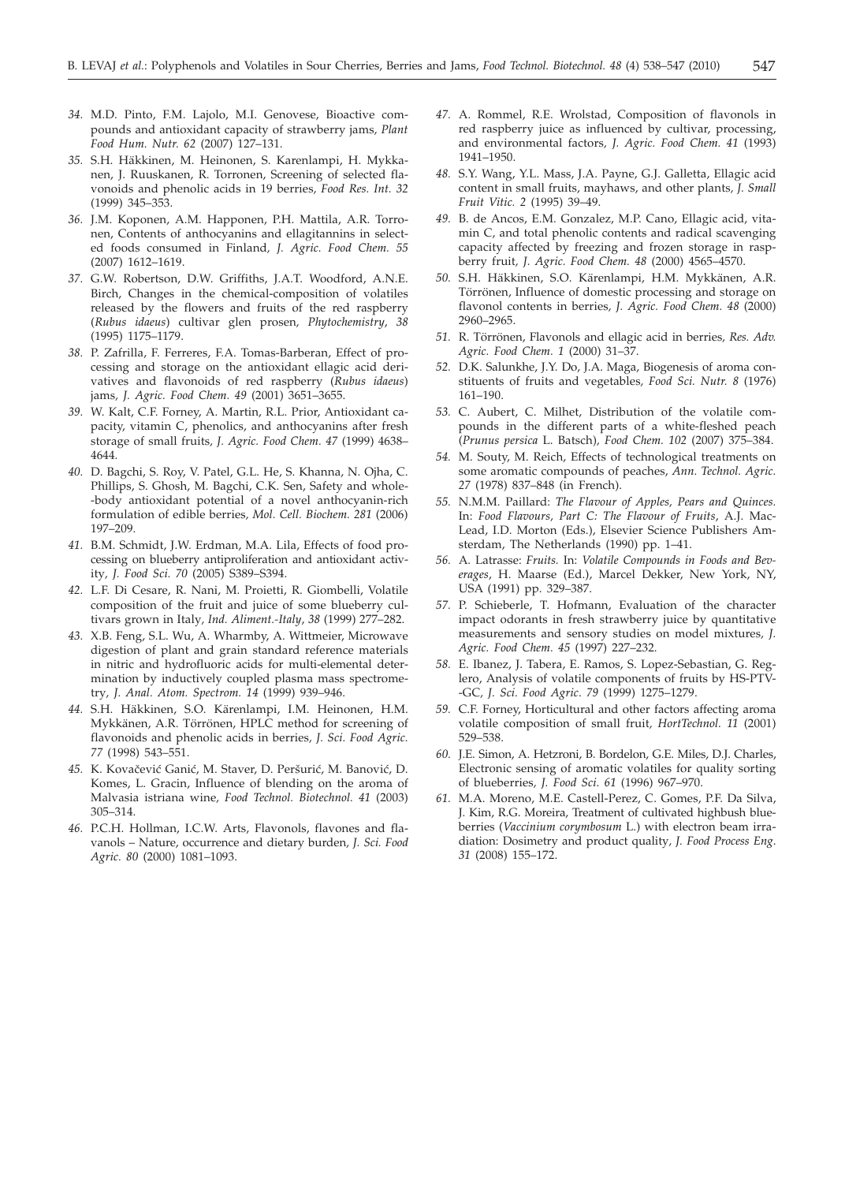34. M.D. Pinto, F.M. Lajolo, M.I. Genovese, Bioactive compounds and antioxidant capacity of strawberry jams, *Plant Food Hum. Nutr. 62* (2007) 127–131.

35. S.H. Häkkinen, M. Heinonen, S. Karenlampi, H. Mykkanen, J. Ruuskanen, R. Torronen, Screening of selected flavonoids and phenolic acids in 19 berries, *Food Res. Int. 32* (1999) 345–353.

36. J.M. Koponen, A.M. Happonen, P.H. Mattila, A.R. Torronen, Contents of anthocyanins and ellagitannins in selected foods consumed in Finland, *J. Agric. Food Chem. 55* (2007) 1612–1619.

37. G.W. Robertson, D.W. Griffiths, J.A.T. Woodford, A.N.E. Birch, Changes in the chemical-composition of volatiles released by the flowers and fruits of the red raspberry (*Rubus idaeus*) cultivar glen prosen, *Phytochemistry*, *38* (1995) 1175–1179.

38. P. Zafrilla, F. Ferreres, F.A. Tomas-Barberan, Effect of processing and storage on the antioxidant ellagic acid derivatives and flavonoids of red raspberry (*Rubus idaeus*) jams, *J. Agric. Food Chem. 49* (2001) 3651–3655.

39. W. Kalt, C.F. Forney, A. Martin, R.L. Prior, Antioxidant capacity, vitamin C, phenolics, and anthocyanins after fresh storage of small fruits, *J. Agric. Food Chem. 47* (1999) 4638–4644.

40. D. Bagchi, S. Roy, V. Patel, G.L. He, S. Khanna, N. Ojha, C. Phillips, S. Ghosh, M. Bagchi, C.K. Sen, Safety and whole-body antioxidant potential of a novel anthocyanin-rich formulation of edible berries, *Mol. Cell. Biochem. 281* (2006) 197–209.

41. B.M. Schmidt, J.W. Erdman, M.A. Lila, Effects of food processing on blueberry antiproliferation and antioxidant activity, *J. Food Sci. 70* (2005) S389–S394.

42. L.F. Di Cesare, R. Nani, M. Proietti, R. Giombelli, Volatile composition of the fruit and juice of some blueberry cultivars grown in Italy, *Ind. Aliment.-Italy*, *38* (1999) 277–282.

43. X.B. Feng, S.L. Wu, A. Wharmby, A. Wittmeier, Microwave digestion of plant and grain standard reference materials in nitric and hydrofluoric acids for multi-elemental determination by inductively coupled plasma mass spectrometry, *J. Anal. Atom. Spectrom. 14* (1999) 939–946.

44. S.H. Häkkinen, S.O. Kärenlampi, I.M. Heinonen, H.M. Mykkänen, A.R. Törrönen, HPLC method for screening of flavonoids and phenolic acids in berries, *J. Sci. Food Agric. 77* (1998) 543–551.

45. K. Kovačević Ganić, M. Staver, D. Peršurić, M. Banović, D. Komes, L. Gracin, Influence of blending on the aroma of Malvasia istriana wine, *Food Technol. Biotechnol. 41* (2003) 305–314.

46. P.C.H. Hollman, I.C.W. Arts, Flavonols, flavones and flavanols – Nature, occurrence and dietary burden, *J. Sci. Food Agric. 80* (2000) 1081–1093.

47. A. Rommel, R.E. Wrolstad, Composition of flavonols in red raspberry juice as influenced by cultivar, processing, and environmental factors, *J. Agric. Food Chem. 41* (1993) 1941–1950.

48. S.Y. Wang, Y.L. Mass, J.A. Payne, G.J. Galletta, Ellagic acid content in small fruits, mayhaws, and other plants, *J. Small Fruit Vitic. 2* (1995) 39–49.

49. B. de Ancos, E.M. Gonzalez, M.P. Cano, Ellagic acid, vitamin C, and total phenolic contents and radical scavenging capacity affected by freezing and frozen storage in raspberry fruit, *J. Agric. Food Chem. 48* (2000) 4565–4570.

50. S.H. Häkkinen, S.O. Kärenlampi, H.M. Mykkänen, A.R. Törrönen, Influence of domestic processing and storage on flavonol contents in berries, *J. Agric. Food Chem. 48* (2000) 2960–2965.

51. R. Törrönen, Flavonols and ellagic acid in berries, *Res. Adv. Agric. Food Chem. 1* (2000) 31–37.

52. D.K. Salunkhe, J.Y. Do, J.A. Maga, Biogenesis of aroma constituents of fruits and vegetables, *Food Sci. Nutr. 8* (1976) 161–190.

53. C. Aubert, C. Milhet, Distribution of the volatile compounds in the different parts of a white-fleshed peach (*Prunus persica* L. Batsch), *Food Chem. 102* (2007) 375–384.

54. M. Souty, M. Reich, Effects of technological treatments on some aromatic compounds of peaches, *Ann. Technol. Agric. 27* (1978) 837–848 (in French).

55. N.M.M. Paillard: *The Flavour of Apples, Pears and Quinces.* In: *Food Flavours, Part C: The Flavour of Fruits*, A.J. MacLead, I.D. Morton (Eds.), Elsevier Science Publishers Amsterdam, The Netherlands (1990) pp. 1–41.

56. A. Latrasse: *Fruits.* In: *Volatile Compounds in Foods and Beverages*, H. Maarse (Ed.), Marcel Dekker, New York, NY, USA (1991) pp. 329–387.

57. P. Schieberle, T. Hofmann, Evaluation of the character impact odorants in fresh strawberry juice by quantitative measurements and sensory studies on model mixtures, *J. Agric. Food Chem. 45* (1997) 227–232.

58. E. Ibanez, J. Tabera, E. Ramos, S. Lopez-Sebastian, G. Reglero, Analysis of volatile components of fruits by HS-PTV-GC, *J. Sci. Food Agric. 79* (1999) 1275–1279.

59. C.F. Forney, Horticultural and other factors affecting aroma volatile composition of small fruit, *HortTechnol. 11* (2001) 529–538.

60. J.E. Simon, A. Hetzroni, B. Bordelon, G.E. Miles, D.J. Charles, Electronic sensing of aromatic volatiles for quality sorting of blueberries, *J. Food Sci. 61* (1996) 967–970.

61. M.A. Moreno, M.E. Castell-Perez, C. Gomes, P.F. Da Silva, J. Kim, R.G. Moreira, Treatment of cultivated highbush blueberries (*Vaccinium corymbosum* L.) with electron beam irradiation: Dosimetry and product quality, *J. Food Process Eng. 31* (2008) 155–172.